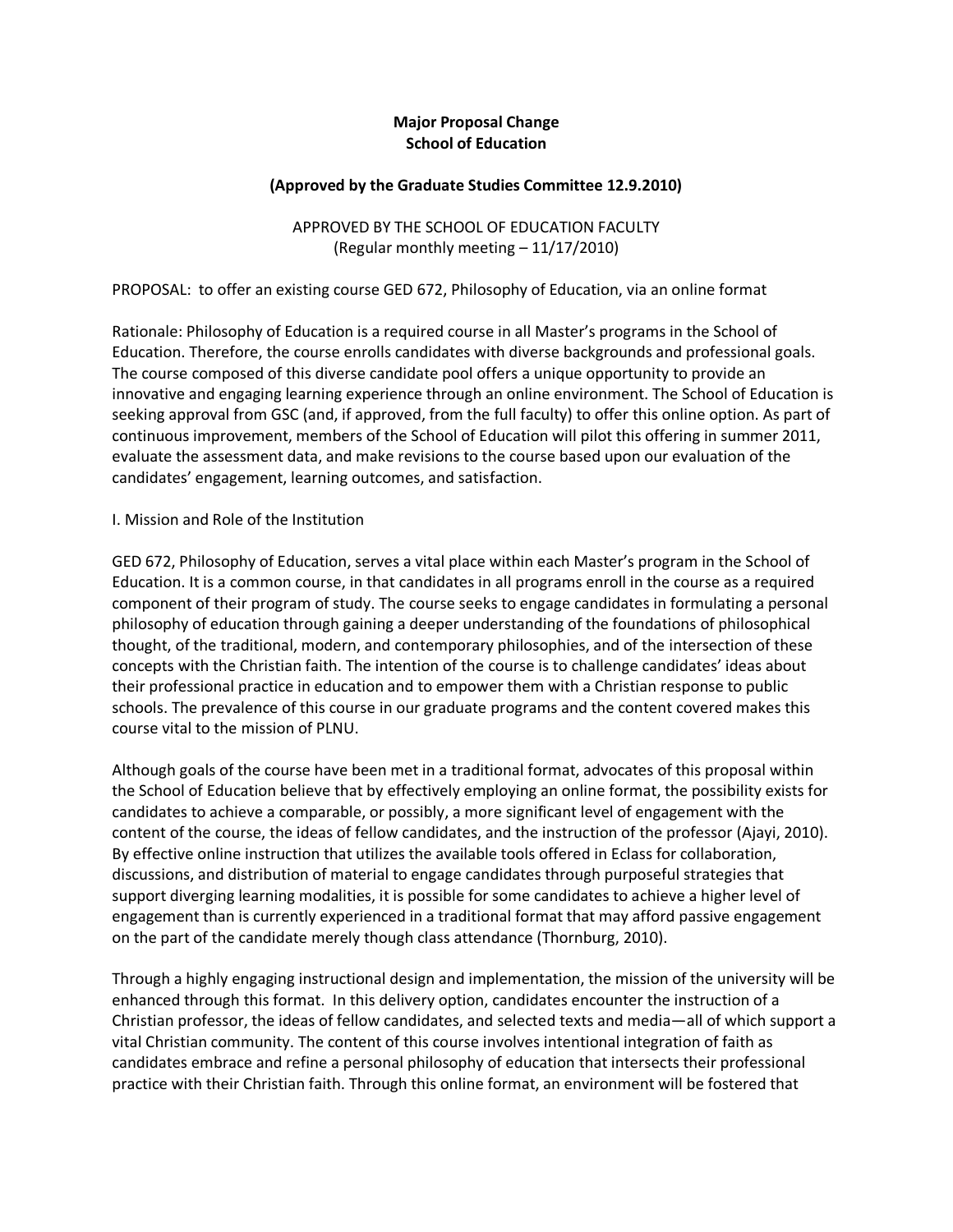**Major Proposal Change**
**School of Education**

**(Approved by the Graduate Studies Committee 12.9.2010)**

APPROVED BY THE SCHOOL OF EDUCATION FACULTY
(Regular monthly meeting – 11/17/2010)

PROPOSAL: to offer an existing course GED 672, Philosophy of Education, via an online format

Rationale: Philosophy of Education is a required course in all Master's programs in the School of Education. Therefore, the course enrolls candidates with diverse backgrounds and professional goals. The course composed of this diverse candidate pool offers a unique opportunity to provide an innovative and engaging learning experience through an online environment. The School of Education is seeking approval from GSC (and, if approved, from the full faculty) to offer this online option. As part of continuous improvement, members of the School of Education will pilot this offering in summer 2011, evaluate the assessment data, and make revisions to the course based upon our evaluation of the candidates' engagement, learning outcomes, and satisfaction.

I. Mission and Role of the Institution

GED 672, Philosophy of Education, serves a vital place within each Master's program in the School of Education. It is a common course, in that candidates in all programs enroll in the course as a required component of their program of study. The course seeks to engage candidates in formulating a personal philosophy of education through gaining a deeper understanding of the foundations of philosophical thought, of the traditional, modern, and contemporary philosophies, and of the intersection of these concepts with the Christian faith. The intention of the course is to challenge candidates' ideas about their professional practice in education and to empower them with a Christian response to public schools. The prevalence of this course in our graduate programs and the content covered makes this course vital to the mission of PLNU.

Although goals of the course have been met in a traditional format, advocates of this proposal within the School of Education believe that by effectively employing an online format, the possibility exists for candidates to achieve a comparable, or possibly, a more significant level of engagement with the content of the course, the ideas of fellow candidates, and the instruction of the professor (Ajayi, 2010). By effective online instruction that utilizes the available tools offered in Eclass for collaboration, discussions, and distribution of material to engage candidates through purposeful strategies that support diverging learning modalities, it is possible for some candidates to achieve a higher level of engagement than is currently experienced in a traditional format that may afford passive engagement on the part of the candidate merely though class attendance (Thornburg, 2010).

Through a highly engaging instructional design and implementation, the mission of the university will be enhanced through this format. In this delivery option, candidates encounter the instruction of a Christian professor, the ideas of fellow candidates, and selected texts and media—all of which support a vital Christian community. The content of this course involves intentional integration of faith as candidates embrace and refine a personal philosophy of education that intersects their professional practice with their Christian faith. Through this online format, an environment will be fostered that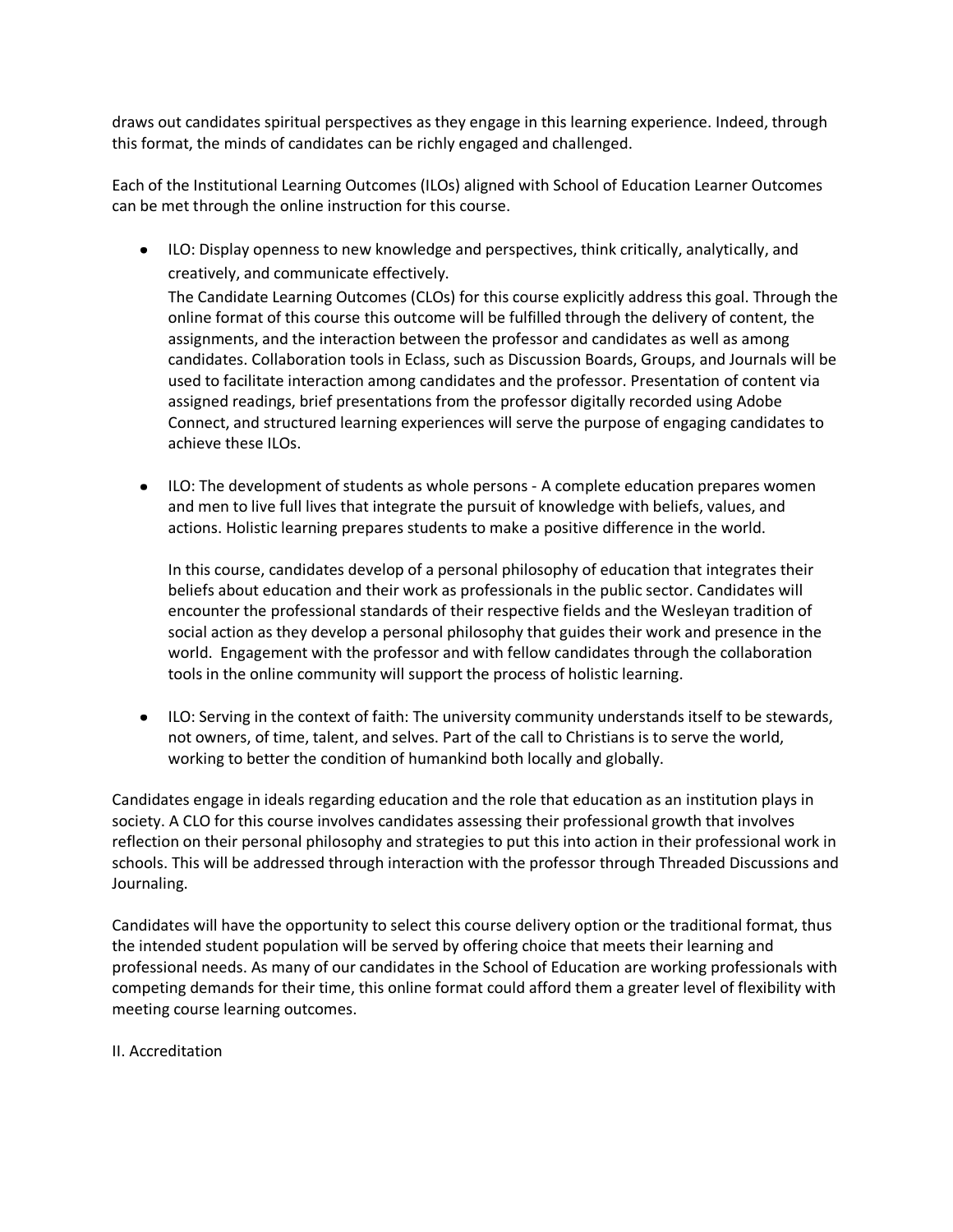draws out candidates spiritual perspectives as they engage in this learning experience. Indeed, through this format, the minds of candidates can be richly engaged and challenged.

Each of the Institutional Learning Outcomes (ILOs) aligned with School of Education Learner Outcomes can be met through the online instruction for this course.

- ILO: Display openness to new knowledge and perspectives, think critically, analytically, and creatively, and communicate effectively.

  The Candidate Learning Outcomes (CLOs) for this course explicitly address this goal. Through the online format of this course this outcome will be fulfilled through the delivery of content, the assignments, and the interaction between the professor and candidates as well as among candidates. Collaboration tools in Eclass, such as Discussion Boards, Groups, and Journals will be used to facilitate interaction among candidates and the professor. Presentation of content via assigned readings, brief presentations from the professor digitally recorded using Adobe Connect, and structured learning experiences will serve the purpose of engaging candidates to achieve these ILOs.

- ILO: The development of students as whole persons - A complete education prepares women and men to live full lives that integrate the pursuit of knowledge with beliefs, values, and actions. Holistic learning prepares students to make a positive difference in the world.

  In this course, candidates develop of a personal philosophy of education that integrates their beliefs about education and their work as professionals in the public sector. Candidates will encounter the professional standards of their respective fields and the Wesleyan tradition of social action as they develop a personal philosophy that guides their work and presence in the world. Engagement with the professor and with fellow candidates through the collaboration tools in the online community will support the process of holistic learning.

- ILO: Serving in the context of faith: The university community understands itself to be stewards, not owners, of time, talent, and selves. Part of the call to Christians is to serve the world, working to better the condition of humankind both locally and globally.

Candidates engage in ideals regarding education and the role that education as an institution plays in society. A CLO for this course involves candidates assessing their professional growth that involves reflection on their personal philosophy and strategies to put this into action in their professional work in schools. This will be addressed through interaction with the professor through Threaded Discussions and Journaling.

Candidates will have the opportunity to select this course delivery option or the traditional format, thus the intended student population will be served by offering choice that meets their learning and professional needs. As many of our candidates in the School of Education are working professionals with competing demands for their time, this online format could afford them a greater level of flexibility with meeting course learning outcomes.

II. Accreditation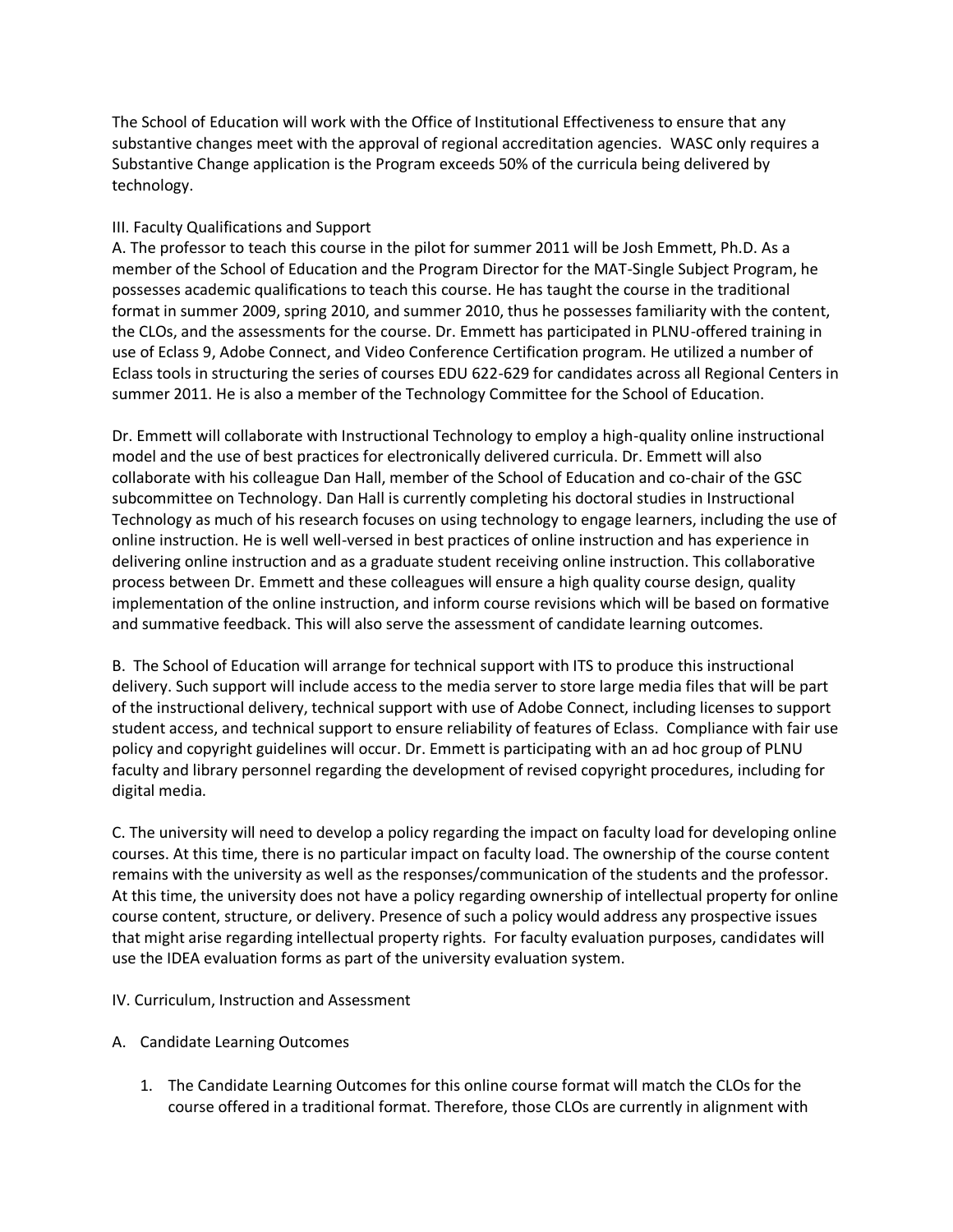The School of Education will work with the Office of Institutional Effectiveness to ensure that any substantive changes meet with the approval of regional accreditation agencies. WASC only requires a Substantive Change application is the Program exceeds 50% of the curricula being delivered by technology.

III. Faculty Qualifications and Support

A. The professor to teach this course in the pilot for summer 2011 will be Josh Emmett, Ph.D. As a member of the School of Education and the Program Director for the MAT-Single Subject Program, he possesses academic qualifications to teach this course. He has taught the course in the traditional format in summer 2009, spring 2010, and summer 2010, thus he possesses familiarity with the content, the CLOs, and the assessments for the course. Dr. Emmett has participated in PLNU-offered training in use of Eclass 9, Adobe Connect, and Video Conference Certification program. He utilized a number of Eclass tools in structuring the series of courses EDU 622-629 for candidates across all Regional Centers in summer 2011. He is also a member of the Technology Committee for the School of Education.

Dr. Emmett will collaborate with Instructional Technology to employ a high-quality online instructional model and the use of best practices for electronically delivered curricula. Dr. Emmett will also collaborate with his colleague Dan Hall, member of the School of Education and co-chair of the GSC subcommittee on Technology. Dan Hall is currently completing his doctoral studies in Instructional Technology as much of his research focuses on using technology to engage learners, including the use of online instruction. He is well well-versed in best practices of online instruction and has experience in delivering online instruction and as a graduate student receiving online instruction. This collaborative process between Dr. Emmett and these colleagues will ensure a high quality course design, quality implementation of the online instruction, and inform course revisions which will be based on formative and summative feedback. This will also serve the assessment of candidate learning outcomes.

B. The School of Education will arrange for technical support with ITS to produce this instructional delivery. Such support will include access to the media server to store large media files that will be part of the instructional delivery, technical support with use of Adobe Connect, including licenses to support student access, and technical support to ensure reliability of features of Eclass. Compliance with fair use policy and copyright guidelines will occur. Dr. Emmett is participating with an ad hoc group of PLNU faculty and library personnel regarding the development of revised copyright procedures, including for digital media.

C. The university will need to develop a policy regarding the impact on faculty load for developing online courses. At this time, there is no particular impact on faculty load. The ownership of the course content remains with the university as well as the responses/communication of the students and the professor. At this time, the university does not have a policy regarding ownership of intellectual property for online course content, structure, or delivery. Presence of such a policy would address any prospective issues that might arise regarding intellectual property rights. For faculty evaluation purposes, candidates will use the IDEA evaluation forms as part of the university evaluation system.

IV. Curriculum, Instruction and Assessment

A. Candidate Learning Outcomes

1. The Candidate Learning Outcomes for this online course format will match the CLOs for the course offered in a traditional format. Therefore, those CLOs are currently in alignment with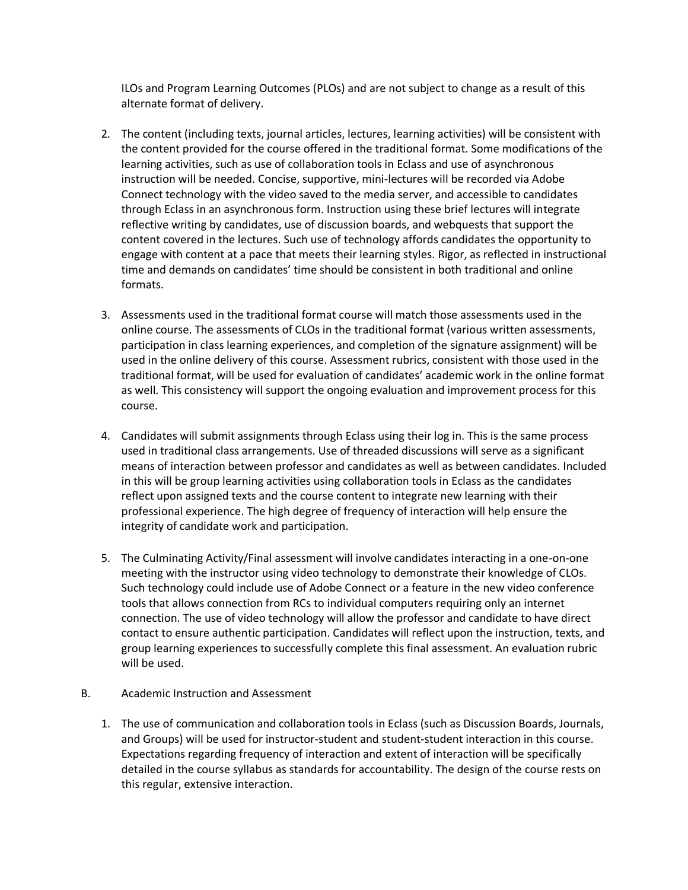ILOs and Program Learning Outcomes (PLOs) and are not subject to change as a result of this alternate format of delivery.

2. The content (including texts, journal articles, lectures, learning activities) will be consistent with the content provided for the course offered in the traditional format. Some modifications of the learning activities, such as use of collaboration tools in Eclass and use of asynchronous instruction will be needed. Concise, supportive, mini-lectures will be recorded via Adobe Connect technology with the video saved to the media server, and accessible to candidates through Eclass in an asynchronous form. Instruction using these brief lectures will integrate reflective writing by candidates, use of discussion boards, and webquests that support the content covered in the lectures. Such use of technology affords candidates the opportunity to engage with content at a pace that meets their learning styles. Rigor, as reflected in instructional time and demands on candidates' time should be consistent in both traditional and online formats.

3. Assessments used in the traditional format course will match those assessments used in the online course. The assessments of CLOs in the traditional format (various written assessments, participation in class learning experiences, and completion of the signature assignment) will be used in the online delivery of this course. Assessment rubrics, consistent with those used in the traditional format, will be used for evaluation of candidates' academic work in the online format as well. This consistency will support the ongoing evaluation and improvement process for this course.

4. Candidates will submit assignments through Eclass using their log in. This is the same process used in traditional class arrangements. Use of threaded discussions will serve as a significant means of interaction between professor and candidates as well as between candidates. Included in this will be group learning activities using collaboration tools in Eclass as the candidates reflect upon assigned texts and the course content to integrate new learning with their professional experience. The high degree of frequency of interaction will help ensure the integrity of candidate work and participation.

5. The Culminating Activity/Final assessment will involve candidates interacting in a one-on-one meeting with the instructor using video technology to demonstrate their knowledge of CLOs. Such technology could include use of Adobe Connect or a feature in the new video conference tools that allows connection from RCs to individual computers requiring only an internet connection. The use of video technology will allow the professor and candidate to have direct contact to ensure authentic participation. Candidates will reflect upon the instruction, texts, and group learning experiences to successfully complete this final assessment. An evaluation rubric will be used.

B. Academic Instruction and Assessment

1. The use of communication and collaboration tools in Eclass (such as Discussion Boards, Journals, and Groups) will be used for instructor-student and student-student interaction in this course. Expectations regarding frequency of interaction and extent of interaction will be specifically detailed in the course syllabus as standards for accountability. The design of the course rests on this regular, extensive interaction.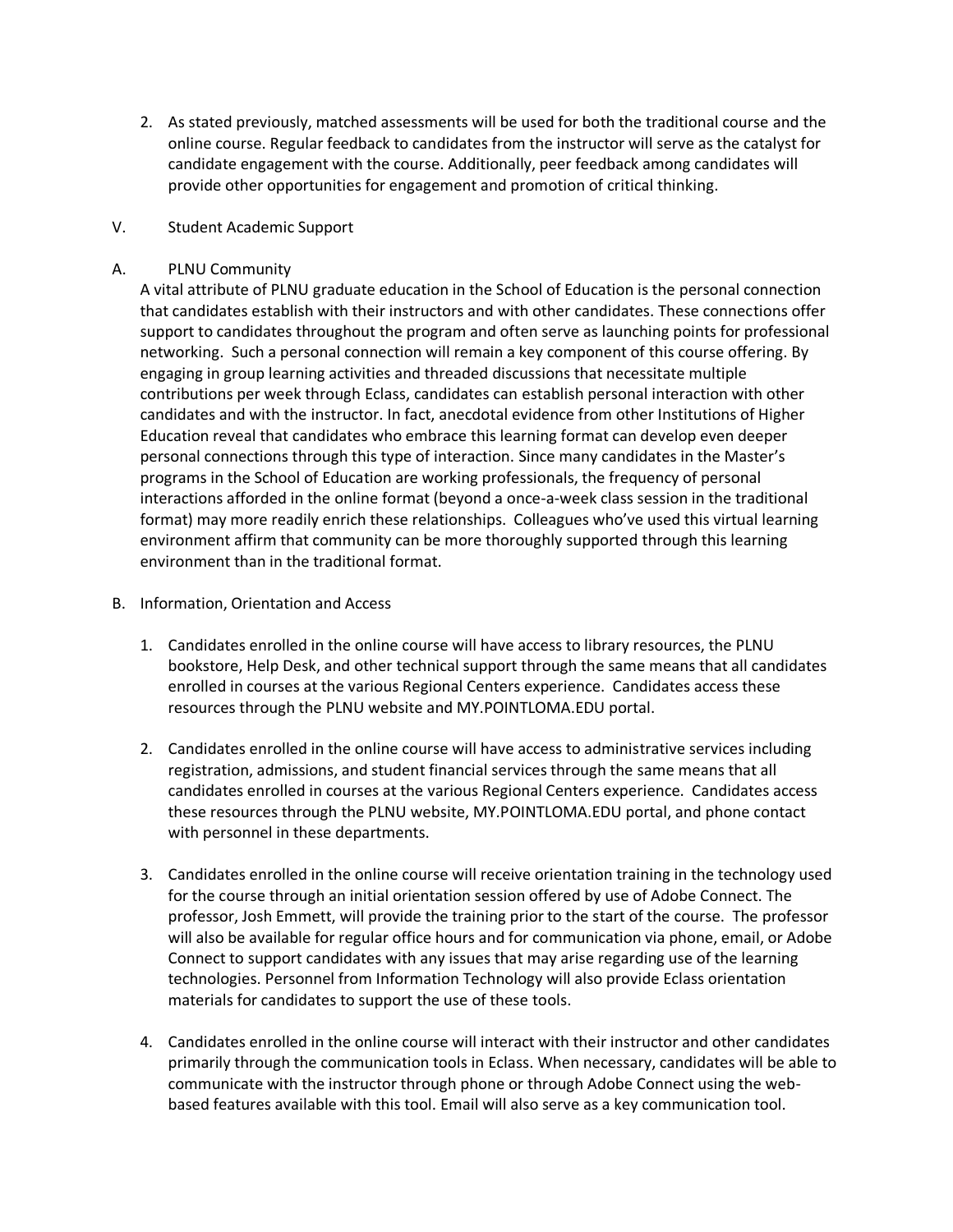2. As stated previously, matched assessments will be used for both the traditional course and the online course. Regular feedback to candidates from the instructor will serve as the catalyst for candidate engagement with the course. Additionally, peer feedback among candidates will provide other opportunities for engagement and promotion of critical thinking.

## V. Student Academic Support

### A. PLNU Community

A vital attribute of PLNU graduate education in the School of Education is the personal connection that candidates establish with their instructors and with other candidates. These connections offer support to candidates throughout the program and often serve as launching points for professional networking. Such a personal connection will remain a key component of this course offering. By engaging in group learning activities and threaded discussions that necessitate multiple contributions per week through Eclass, candidates can establish personal interaction with other candidates and with the instructor. In fact, anecdotal evidence from other Institutions of Higher Education reveal that candidates who embrace this learning format can develop even deeper personal connections through this type of interaction. Since many candidates in the Master's programs in the School of Education are working professionals, the frequency of personal interactions afforded in the online format (beyond a once-a-week class session in the traditional format) may more readily enrich these relationships. Colleagues who've used this virtual learning environment affirm that community can be more thoroughly supported through this learning environment than in the traditional format.

### B. Information, Orientation and Access

1. Candidates enrolled in the online course will have access to library resources, the PLNU bookstore, Help Desk, and other technical support through the same means that all candidates enrolled in courses at the various Regional Centers experience. Candidates access these resources through the PLNU website and MY.POINTLOMA.EDU portal.

2. Candidates enrolled in the online course will have access to administrative services including registration, admissions, and student financial services through the same means that all candidates enrolled in courses at the various Regional Centers experience. Candidates access these resources through the PLNU website, MY.POINTLOMA.EDU portal, and phone contact with personnel in these departments.

3. Candidates enrolled in the online course will receive orientation training in the technology used for the course through an initial orientation session offered by use of Adobe Connect. The professor, Josh Emmett, will provide the training prior to the start of the course. The professor will also be available for regular office hours and for communication via phone, email, or Adobe Connect to support candidates with any issues that may arise regarding use of the learning technologies. Personnel from Information Technology will also provide Eclass orientation materials for candidates to support the use of these tools.

4. Candidates enrolled in the online course will interact with their instructor and other candidates primarily through the communication tools in Eclass. When necessary, candidates will be able to communicate with the instructor through phone or through Adobe Connect using the web-based features available with this tool. Email will also serve as a key communication tool.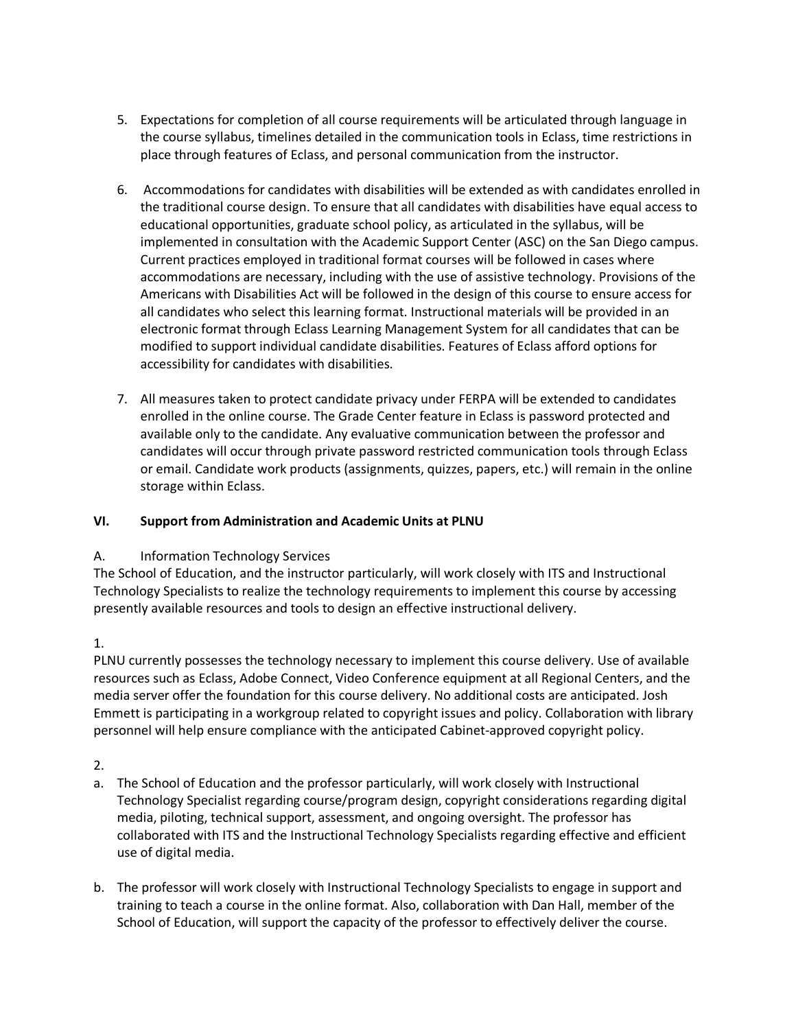5. Expectations for completion of all course requirements will be articulated through language in the course syllabus, timelines detailed in the communication tools in Eclass, time restrictions in place through features of Eclass, and personal communication from the instructor.

6. Accommodations for candidates with disabilities will be extended as with candidates enrolled in the traditional course design. To ensure that all candidates with disabilities have equal access to educational opportunities, graduate school policy, as articulated in the syllabus, will be implemented in consultation with the Academic Support Center (ASC) on the San Diego campus. Current practices employed in traditional format courses will be followed in cases where accommodations are necessary, including with the use of assistive technology. Provisions of the Americans with Disabilities Act will be followed in the design of this course to ensure access for all candidates who select this learning format. Instructional materials will be provided in an electronic format through Eclass Learning Management System for all candidates that can be modified to support individual candidate disabilities. Features of Eclass afford options for accessibility for candidates with disabilities.

7. All measures taken to protect candidate privacy under FERPA will be extended to candidates enrolled in the online course. The Grade Center feature in Eclass is password protected and available only to the candidate. Any evaluative communication between the professor and candidates will occur through private password restricted communication tools through Eclass or email. Candidate work products (assignments, quizzes, papers, etc.) will remain in the online storage within Eclass.

## VI. Support from Administration and Academic Units at PLNU

A. Information Technology Services

The School of Education, and the instructor particularly, will work closely with ITS and Instructional Technology Specialists to realize the technology requirements to implement this course by accessing presently available resources and tools to design an effective instructional delivery.

1.

PLNU currently possesses the technology necessary to implement this course delivery. Use of available resources such as Eclass, Adobe Connect, Video Conference equipment at all Regional Centers, and the media server offer the foundation for this course delivery. No additional costs are anticipated. Josh Emmett is participating in a workgroup related to copyright issues and policy. Collaboration with library personnel will help ensure compliance with the anticipated Cabinet-approved copyright policy.

2.

a. The School of Education and the professor particularly, will work closely with Instructional Technology Specialist regarding course/program design, copyright considerations regarding digital media, piloting, technical support, assessment, and ongoing oversight. The professor has collaborated with ITS and the Instructional Technology Specialists regarding effective and efficient use of digital media.

b. The professor will work closely with Instructional Technology Specialists to engage in support and training to teach a course in the online format. Also, collaboration with Dan Hall, member of the School of Education, will support the capacity of the professor to effectively deliver the course.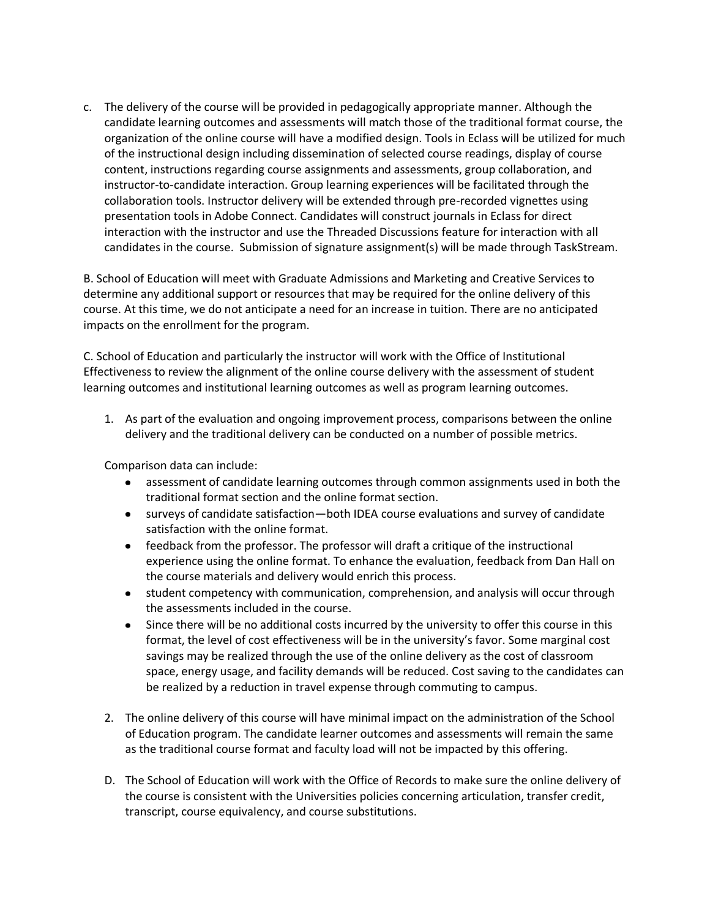c. The delivery of the course will be provided in pedagogically appropriate manner. Although the candidate learning outcomes and assessments will match those of the traditional format course, the organization of the online course will have a modified design. Tools in Eclass will be utilized for much of the instructional design including dissemination of selected course readings, display of course content, instructions regarding course assignments and assessments, group collaboration, and instructor-to-candidate interaction. Group learning experiences will be facilitated through the collaboration tools. Instructor delivery will be extended through pre-recorded vignettes using presentation tools in Adobe Connect. Candidates will construct journals in Eclass for direct interaction with the instructor and use the Threaded Discussions feature for interaction with all candidates in the course. Submission of signature assignment(s) will be made through TaskStream.

B. School of Education will meet with Graduate Admissions and Marketing and Creative Services to determine any additional support or resources that may be required for the online delivery of this course. At this time, we do not anticipate a need for an increase in tuition. There are no anticipated impacts on the enrollment for the program.

C. School of Education and particularly the instructor will work with the Office of Institutional Effectiveness to review the alignment of the online course delivery with the assessment of student learning outcomes and institutional learning outcomes as well as program learning outcomes.

1. As part of the evaluation and ongoing improvement process, comparisons between the online delivery and the traditional delivery can be conducted on a number of possible metrics.

   Comparison data can include:

   - assessment of candidate learning outcomes through common assignments used in both the traditional format section and the online format section.
   - surveys of candidate satisfaction—both IDEA course evaluations and survey of candidate satisfaction with the online format.
   - feedback from the professor. The professor will draft a critique of the instructional experience using the online format. To enhance the evaluation, feedback from Dan Hall on the course materials and delivery would enrich this process.
   - student competency with communication, comprehension, and analysis will occur through the assessments included in the course.
   - Since there will be no additional costs incurred by the university to offer this course in this format, the level of cost effectiveness will be in the university's favor. Some marginal cost savings may be realized through the use of the online delivery as the cost of classroom space, energy usage, and facility demands will be reduced. Cost saving to the candidates can be realized by a reduction in travel expense through commuting to campus.

2. The online delivery of this course will have minimal impact on the administration of the School of Education program. The candidate learner outcomes and assessments will remain the same as the traditional course format and faculty load will not be impacted by this offering.

D. The School of Education will work with the Office of Records to make sure the online delivery of the course is consistent with the Universities policies concerning articulation, transfer credit, transcript, course equivalency, and course substitutions.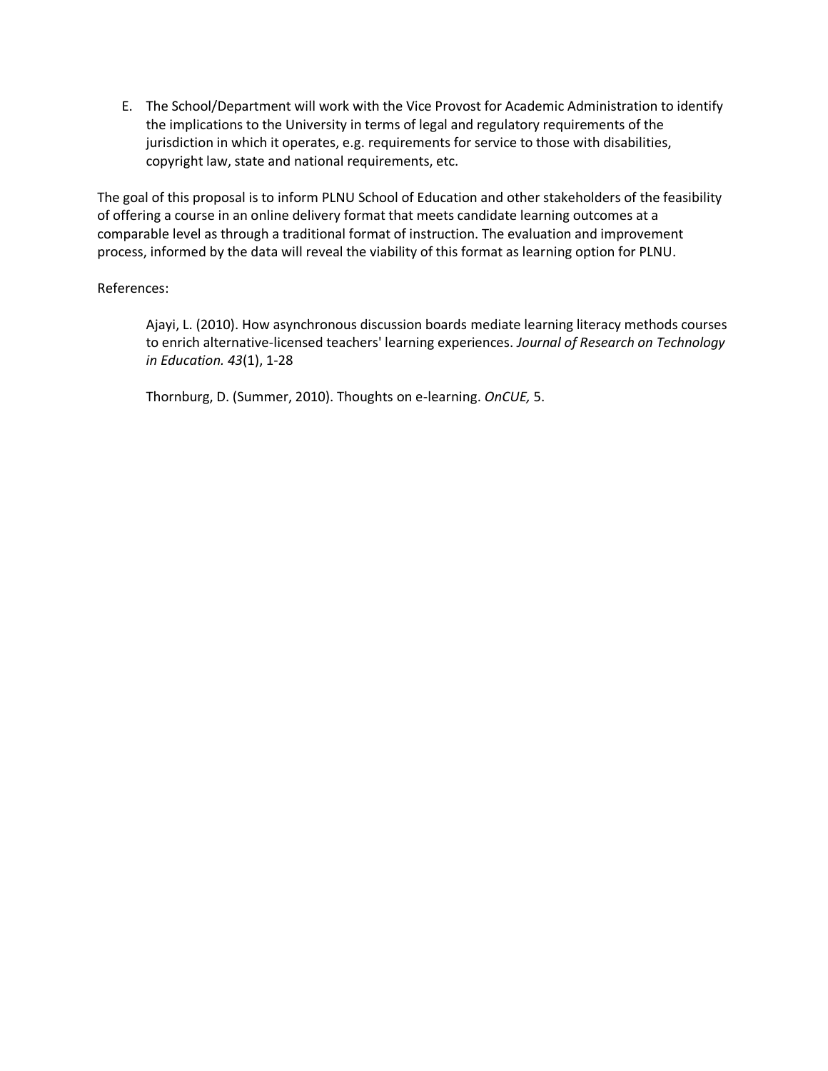E. The School/Department will work with the Vice Provost for Academic Administration to identify the implications to the University in terms of legal and regulatory requirements of the jurisdiction in which it operates, e.g. requirements for service to those with disabilities, copyright law, state and national requirements, etc.

The goal of this proposal is to inform PLNU School of Education and other stakeholders of the feasibility of offering a course in an online delivery format that meets candidate learning outcomes at a comparable level as through a traditional format of instruction. The evaluation and improvement process, informed by the data will reveal the viability of this format as learning option for PLNU.

References:

Ajayi, L. (2010). How asynchronous discussion boards mediate learning literacy methods courses to enrich alternative-licensed teachers' learning experiences. *Journal of Research on Technology in Education. 43*(1), 1-28

Thornburg, D. (Summer, 2010). Thoughts on e-learning. *OnCUE,* 5.